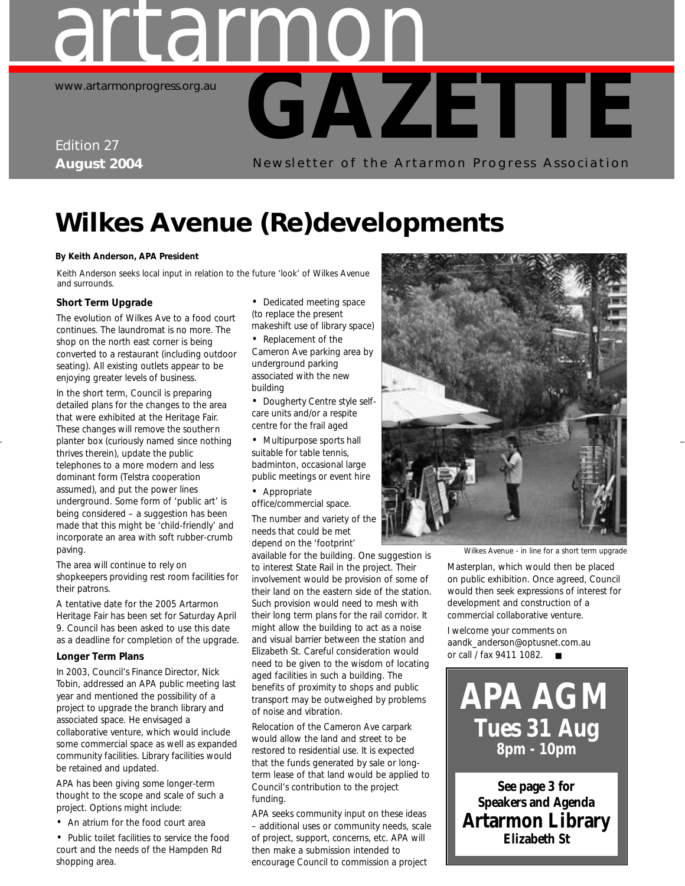artarmon

www.artarmonprogress.org.au

# GAZETTE

Edition 27
**August 2004**

Newsletter of the Artarmon Progress Association

# Wilkes Avenue (Re)developments

**By Keith Anderson, APA President**

Keith Anderson seeks local input in relation to the future 'look' of Wilkes Avenue and surrounds.

### Short Term Upgrade

The evolution of Wilkes Ave to a food court continues. The laundromat is no more. The shop on the north east corner is being converted to a restaurant (including outdoor seating). All existing outlets appear to be enjoying greater levels of business.

In the short term, Council is preparing detailed plans for the changes to the area that were exhibited at the Heritage Fair. These changes will remove the southern planter box (curiously named since nothing thrives therein), update the public telephones to a more modern and less dominant form (Telstra cooperation assumed), and put the power lines underground. Some form of 'public art' is being considered – a suggestion has been made that this might be 'child-friendly' and incorporate an area with soft rubber-crumb paving.

The area will continue to rely on shopkeepers providing rest room facilities for their patrons.

A tentative date for the 2005 Artarmon Heritage Fair has been set for Saturday April 9. Council has been asked to use this date as a deadline for completion of the upgrade.

### Longer Term Plans

In 2003, Council's Finance Director, Nick Tobin, addressed an APA public meeting last year and mentioned the possibility of a project to upgrade the branch library and associated space. He envisaged a collaborative venture, which would include some commercial space as well as expanded community facilities. Library facilities would be retained and updated.

APA has been giving some longer-term thought to the scope and scale of such a project. Options might include:

- An atrium for the food court area
- Public toilet facilities to service the food court and the needs of the Hampden Rd shopping area.
- Dedicated meeting space (to replace the present makeshift use of library space)
- Replacement of the Cameron Ave parking area by underground parking associated with the new building
- Dougherty Centre style self-care units and/or a respite centre for the frail aged
- Multipurpose sports hall suitable for table tennis, badminton, occasional large public meetings or event hire
- Appropriate office/commercial space.

The number and variety of the needs that could be met depend on the 'footprint' available for the building. One suggestion is to interest State Rail in the project. Their involvement would be provision of some of their land on the eastern side of the station. Such provision would need to mesh with their long term plans for the rail corridor. It might allow the building to act as a noise and visual barrier between the station and Elizabeth St. Careful consideration would need to be given to the wisdom of locating aged facilities in such a building. The benefits of proximity to shops and public transport may be outweighed by problems of noise and vibration.

Relocation of the Cameron Ave carpark would allow the land and street to be restored to residential use. It is expected that the funds generated by sale or long-term lease of that land would be applied to Council's contribution to the project funding.

APA seeks community input on these ideas – additional uses or community needs, scale of project, support, concerns, etc. APA will then make a submission intended to encourage Council to commission a project Masterplan, which would then be placed on public exhibition. Once agreed, Council would then seek expressions of interest for development and construction of a commercial collaborative venture.

Wilkes Avenue - in line for a short term upgrade

I welcome your comments on aandk_anderson@optusnet.com.au or call / fax 9411 1082. ■

**APA AGM**
**Tues 31 Aug**
**8pm - 10pm**

**See page 3 for Speakers and Agenda**
**Artarmon Library**
**Elizabeth St**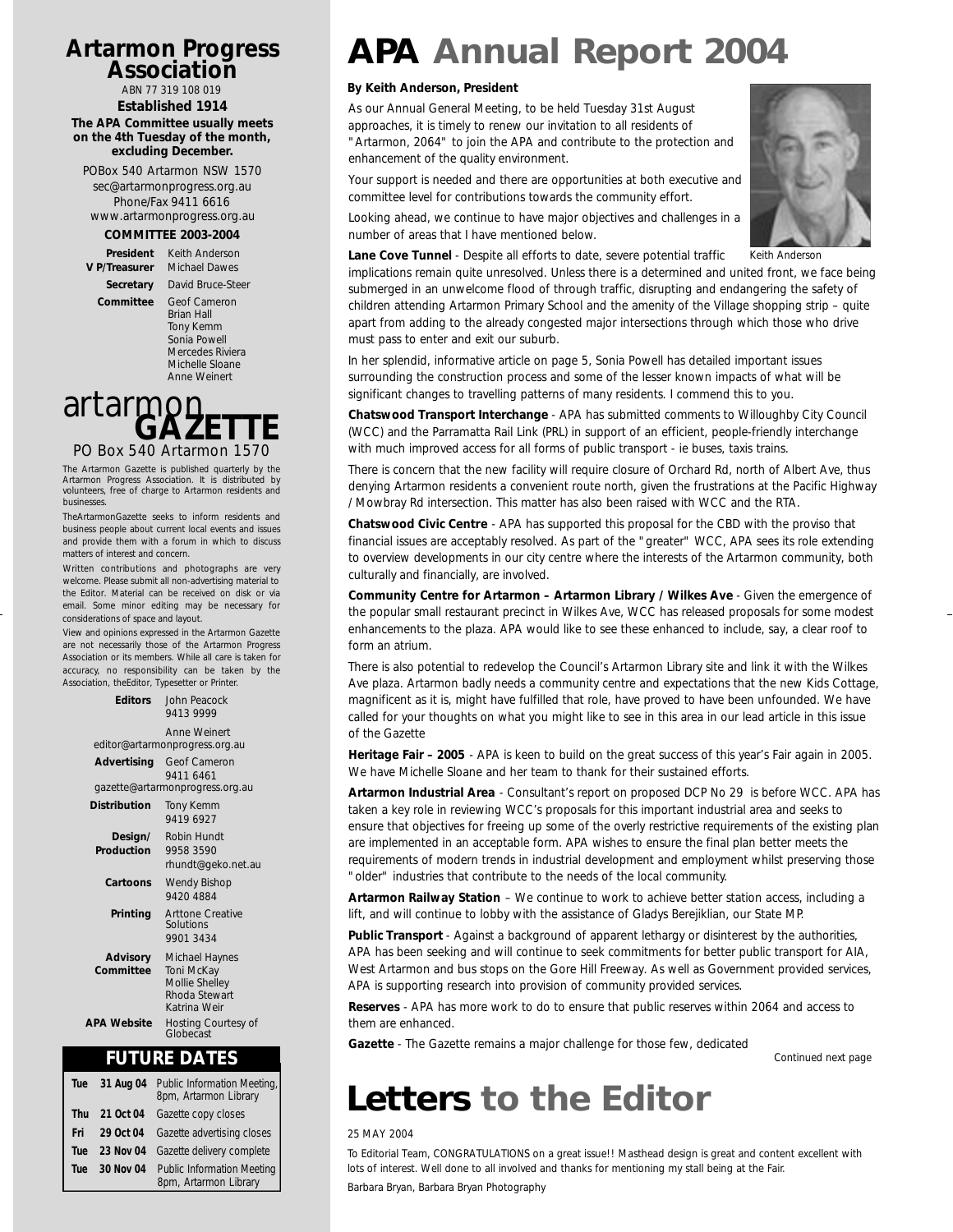# Artarmon Progress Association

ABN 77 319 108 019

**Established 1914**

**The APA Committee usually meets on the 4th Tuesday of the month, excluding December.**

POBox 540 Artarmon NSW 1570
sec@artarmonprogress.org.au
Phone/Fax 9411 6616
www.artarmonprogress.org.au

**COMMITTEE 2003-2004**

| | |
|---|---|
| **President** | Keith Anderson |
| **VP/Treasurer** | Michael Dawes |
| **Secretary** | David Bruce-Steer |
| **Committee** | Geof Cameron<br>Brian Hall<br>Tony Kemm<br>Sonia Powell<br>Mercedes Riviera<br>Michelle Sloane<br>Anne Weinert |

## artarmon GAZETTE

PO Box 540 Artarmon 1570

The Artarmon Gazette is published quarterly by the Artarmon Progress Association. It is distributed by volunteers, free of charge to Artarmon residents and businesses.

TheArtarmonGazette seeks to inform residents and business people about current local events and issues and provide them with a forum in which to discuss matters of interest and concern.

Written contributions and photographs are very welcome. Please submit all non-advertising material to the Editor. Material can be received on disk or via email. Some minor editing may be necessary for considerations of space and layout.

View and opinions expressed in the Artarmon Gazette are not necessarily those of the Artarmon Progress Association or its members. While all care is taken for accuracy, no responsibility can be taken by the Association, theEditor, Typesetter or Printer.

| | |
|---|---|
| **Editors** | John Peacock<br>9413 9999<br>Anne Weinert<br>editor@artarmonprogress.org.au |
| **Advertising** | Geof Cameron<br>9411 6461<br>gazette@artarmonprogress.org.au |
| **Distribution** | Tony Kemm<br>9419 6927 |
| **Design/ Production** | Robin Hundt<br>9958 3590<br>rhundt@geko.net.au |
| **Cartoons** | Wendy Bishop<br>9420 4884 |
| **Printing** | Arttone Creative Solutions<br>9901 3434 |
| **Advisory Committee** | Michael Haynes<br>Toni McKay<br>Mollie Shelley<br>Rhoda Stewart<br>Katrina Weir |
| **APA Website** | Hosting Courtesy of Globecast |

## FUTURE DATES

| | | |
|---|---|---|
| Tue | 31 Aug 04 | Public Information Meeting, 8pm, Artarmon Library |
| Thu | 21 Oct 04 | Gazette copy closes |
| Fri | 29 Oct 04 | Gazette advertising closes |
| Tue | 23 Nov 04 | Gazette delivery complete |
| Tue | 30 Nov 04 | Public Information Meeting 8pm, Artarmon Library |

# APA Annual Report 2004

**By Keith Anderson, President**

As our Annual General Meeting, to be held Tuesday 31st August approaches, it is timely to renew our invitation to all residents of "Artarmon, 2064" to join the APA and contribute to the protection and enhancement of the quality environment.

Your support is needed and there are opportunities at both executive and committee level for contributions towards the community effort.

Looking ahead, we continue to have major objectives and challenges in a number of areas that I have mentioned below.

Keith Anderson

**Lane Cove Tunnel** - Despite all efforts to date, severe potential traffic implications remain quite unresolved. Unless there is a determined and united front, we face being submerged in an unwelcome flood of through traffic, disrupting and endangering the safety of children attending Artarmon Primary School and the amenity of the Village shopping strip – quite apart from adding to the already congested major intersections through which those who drive must pass to enter and exit our suburb.

In her splendid, informative article on page 5, Sonia Powell has detailed important issues surrounding the construction process and some of the lesser known impacts of what will be significant changes to travelling patterns of many residents. I commend this to you.

**Chatswood Transport Interchange** - APA has submitted comments to Willoughby City Council (WCC) and the Parramatta Rail Link (PRL) in support of an efficient, people-friendly interchange with much improved access for all forms of public transport - ie buses, taxis trains.

There is concern that the new facility will require closure of Orchard Rd, north of Albert Ave, thus denying Artarmon residents a convenient route north, given the frustrations at the Pacific Highway / Mowbray Rd intersection. This matter has also been raised with WCC and the RTA.

**Chatswood Civic Centre** - APA has supported this proposal for the CBD with the proviso that financial issues are acceptably resolved. As part of the "greater" WCC, APA sees its role extending to overview developments in our city centre where the interests of the Artarmon community, both culturally and financially, are involved.

**Community Centre for Artarmon – Artarmon Library / Wilkes Ave** - Given the emergence of the popular small restaurant precinct in Wilkes Ave, WCC has released proposals for some modest enhancements to the plaza. APA would like to see these enhanced to include, say, a clear roof to form an atrium.

There is also potential to redevelop the Council's Artarmon Library site and link it with the Wilkes Ave plaza. Artarmon badly needs a community centre and expectations that the new Kids Cottage, magnificent as it is, might have fulfilled that role, have proved to have been unfounded. We have called for your thoughts on what you might like to see in this area in our lead article in this issue of the Gazette

**Heritage Fair – 2005** - APA is keen to build on the great success of this year's Fair again in 2005. We have Michelle Sloane and her team to thank for their sustained efforts.

**Artarmon Industrial Area** - Consultant's report on proposed DCP No 29 is before WCC. APA has taken a key role in reviewing WCC's proposals for this important industrial area and seeks to ensure that objectives for freeing up some of the overly restrictive requirements of the existing plan are implemented in an acceptable form. APA wishes to ensure the final plan better meets the requirements of modern trends in industrial development and employment whilst preserving those "older" industries that contribute to the needs of the local community.

**Artarmon Railway Station** – We continue to work to achieve better station access, including a lift, and will continue to lobby with the assistance of Gladys Berejiklian, our State MP.

**Public Transport** - Against a background of apparent lethargy or disinterest by the authorities, APA has been seeking and will continue to seek commitments for better public transport for AIA, West Artarmon and bus stops on the Gore Hill Freeway. As well as Government provided services, APA is supporting research into provision of community provided services.

**Reserves** - APA has more work to do to ensure that public reserves within 2064 and access to them are enhanced.

**Gazette** - The Gazette remains a major challenge for those few, dedicated

*Continued next page*

# Letters to the Editor

25 MAY 2004

To Editorial Team, CONGRATULATIONS on a great issue!! Masthead design is great and content excellent with lots of interest. Well done to all involved and thanks for mentioning my stall being at the Fair.

Barbara Bryan, Barbara Bryan Photography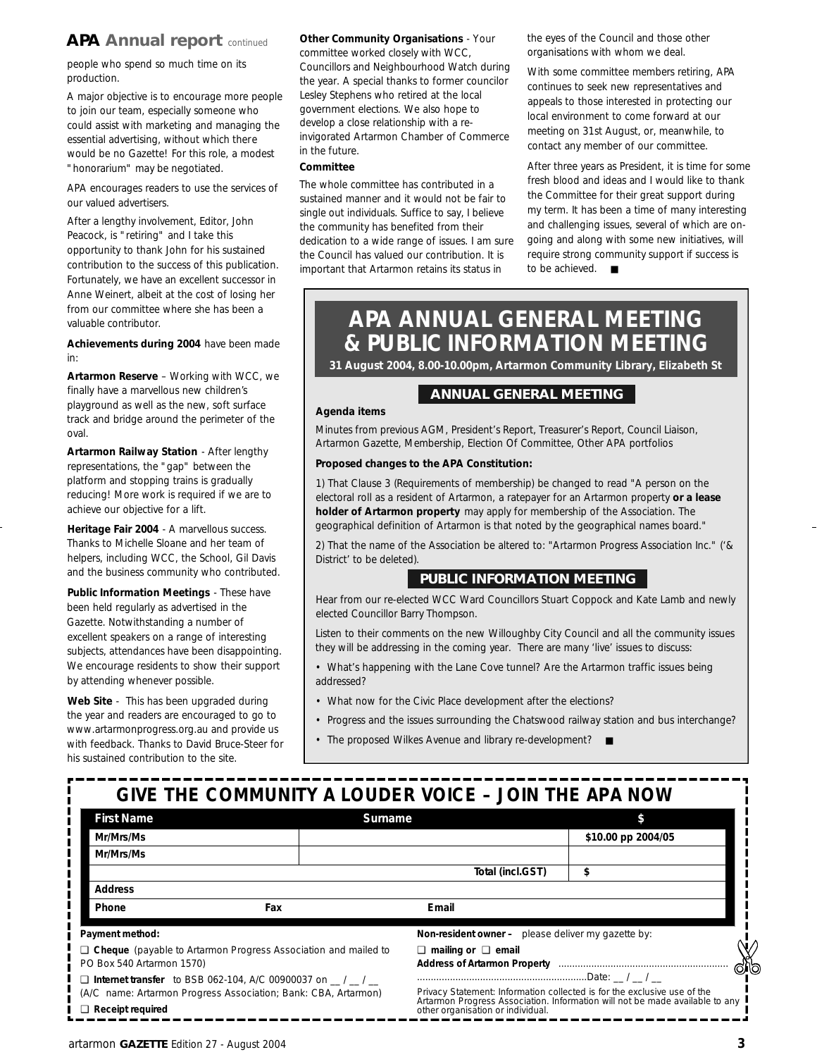## APA Annual report continued

people who spend so much time on its production.

A major objective is to encourage more people to join our team, especially someone who could assist with marketing and managing the essential advertising, without which there would be no Gazette! For this role, a modest "honorarium" may be negotiated.

APA encourages readers to use the services of our valued advertisers.

After a lengthy involvement, Editor, John Peacock, is "retiring" and I take this opportunity to thank John for his sustained contribution to the success of this publication. Fortunately, we have an excellent successor in Anne Weinert, albeit at the cost of losing her from our committee where she has been a valuable contributor.

**Achievements during 2004** have been made in:

**Artarmon Reserve** – Working with WCC, we finally have a marvellous new children's playground as well as the new, soft surface track and bridge around the perimeter of the oval.

**Artarmon Railway Station** - After lengthy representations, the "gap" between the platform and stopping trains is gradually reducing! More work is required if we are to achieve our objective for a lift.

**Heritage Fair 2004** - A marvellous success. Thanks to Michelle Sloane and her team of helpers, including WCC, the School, Gil Davis and the business community who contributed.

**Public Information Meetings** - These have been held regularly as advertised in the Gazette. Notwithstanding a number of excellent speakers on a range of interesting subjects, attendances have been disappointing. We encourage residents to show their support by attending whenever possible.

**Web Site** - This has been upgraded during the year and readers are encouraged to go to www.artarmonprogress.org.au and provide us with feedback. Thanks to David Bruce-Steer for his sustained contribution to the site.

**Other Community Organisations** - Your committee worked closely with WCC, Councillors and Neighbourhood Watch during the year. A special thanks to former councilor Lesley Stephens who retired at the local government elections. We also hope to develop a close relationship with a re-invigorated Artarmon Chamber of Commerce in the future.

**Committee**

The whole committee has contributed in a sustained manner and it would not be fair to single out individuals. Suffice to say, I believe the community has benefited from their dedication to a wide range of issues. I am sure the Council has valued our contribution. It is important that Artarmon retains its status in the eyes of the Council and those other organisations with whom we deal.

With some committee members retiring, APA continues to seek new representatives and appeals to those interested in protecting our local environment to come forward at our meeting on 31st August, or, meanwhile, to contact any member of our committee.

After three years as President, it is time for some fresh blood and ideas and I would like to thank the Committee for their great support during my term. It has been a time of many interesting and challenging issues, several of which are on-going and along with some new initiatives, will require strong community support if success is to be achieved. ■

# APA ANNUAL GENERAL MEETING & PUBLIC INFORMATION MEETING

**31 August 2004, 8.00-10.00pm, Artarmon Community Library, Elizabeth St**

## ANNUAL GENERAL MEETING

**Agenda items**

Minutes from previous AGM, President's Report, Treasurer's Report, Council Liaison, Artarmon Gazette, Membership, Election Of Committee, Other APA portfolios

**Proposed changes to the APA Constitution:**

1) That Clause 3 (Requirements of membership) be changed to read "A person on the electoral roll as a resident of Artarmon, a ratepayer for an Artarmon property **or a lease holder of Artarmon property** may apply for membership of the Association. The geographical definition of Artarmon is that noted by the geographical names board."

2) That the name of the Association be altered to: "Artarmon Progress Association Inc." ('& District' to be deleted).

## PUBLIC INFORMATION MEETING

Hear from our re-elected WCC Ward Councillors Stuart Coppock and Kate Lamb and newly elected Councillor Barry Thompson.

Listen to their comments on the new Willoughby City Council and all the community issues they will be addressing in the coming year. There are many 'live' issues to discuss:

- What's happening with the Lane Cove tunnel? Are the Artarmon traffic issues being addressed?
- What now for the Civic Place development after the elections?
- Progress and the issues surrounding the Chatswood railway station and bus interchange?
- The proposed Wilkes Avenue and library re-development? ■

## GIVE THE COMMUNITY A LOUDER VOICE – JOIN THE APA NOW

| First Name | Surname | $ |
|---|---|---|
| Mr/Mrs/Ms | | $10.00 pp 2004/05 |
| Mr/Mrs/Ms | | |
| | Total (incl.GST) | $ |
| Address | | |
| Phone / Fax | Email | |

**Payment method:**

❑ **Cheque** (payable to Artarmon Progress Association and mailed to PO Box 540 Artarmon 1570)

❑ **Internet transfer** to BSB 062-104, A/C 00900037 on __ / __ / __ (A/C name: Artarmon Progress Association; Bank: CBA, Artarmon)

❑ **Receipt required**

**Non-resident owner –** please deliver my gazette by:

❑ **mailing or** ❑ **email**

**Address of Artarmon Property** ..............................................................

..............................................................Date: __ / __ / __

Privacy Statement: Information collected is for the exclusive use of the Artarmon Progress Association. Information will not be made available to any other organisation or individual.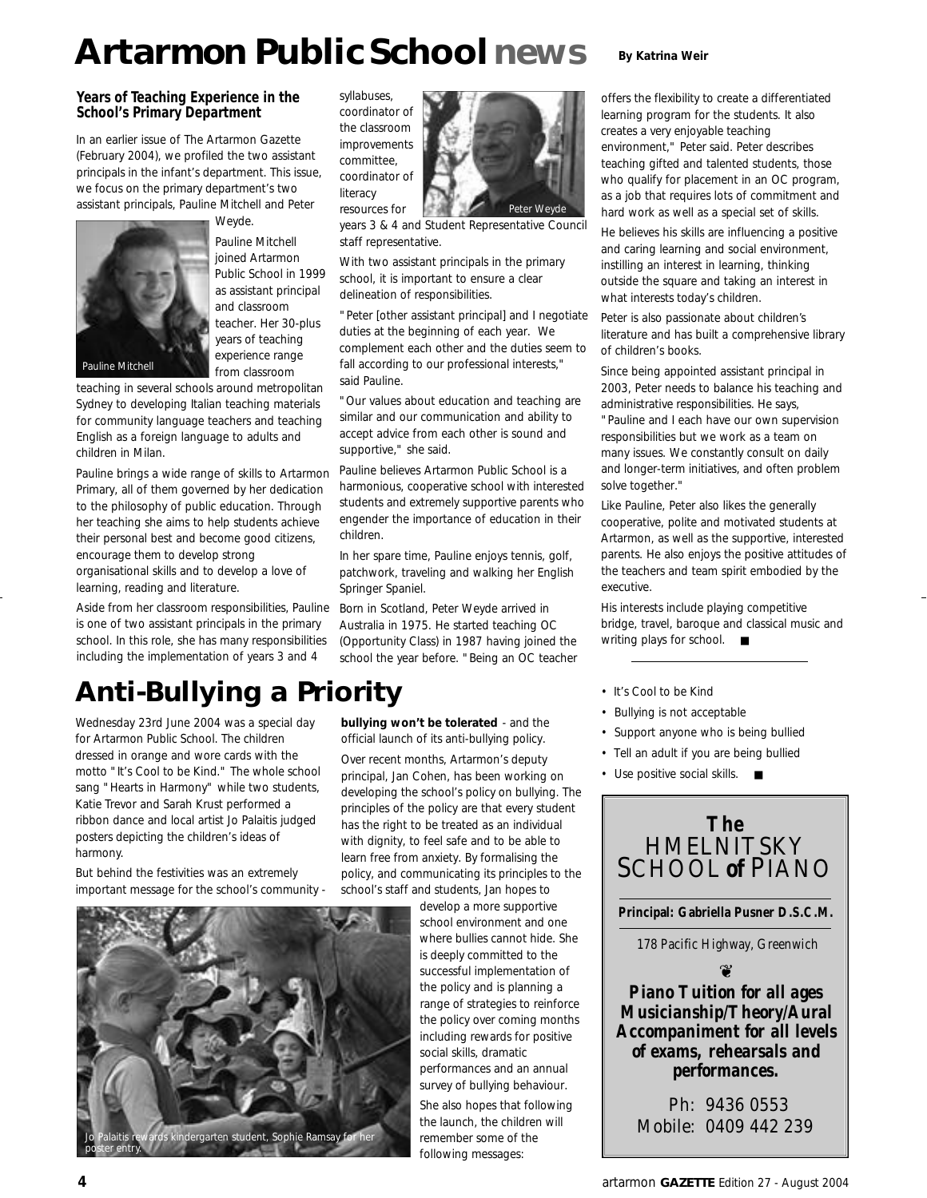# Artarmon Public School news

**By Katrina Weir**

### Years of Teaching Experience in the School's Primary Department

In an earlier issue of The Artarmon Gazette (February 2004), we profiled the two assistant principals in the infant's department. This issue, we focus on the primary department's two assistant principals, Pauline Mitchell and Peter Weyde.

Pauline Mitchell

Pauline Mitchell joined Artarmon Public School in 1999 as assistant principal and classroom teacher. Her 30-plus years of teaching experience range from classroom teaching in several schools around metropolitan Sydney to developing Italian teaching materials for community language teachers and teaching English as a foreign language to adults and children in Milan.

Pauline brings a wide range of skills to Artarmon Primary, all of them governed by her dedication to the philosophy of public education. Through her teaching she aims to help students achieve their personal best and become good citizens, encourage them to develop strong organisational skills and to develop a love of learning, reading and literature.

Aside from her classroom responsibilities, Pauline is one of two assistant principals in the primary school. In this role, she has many responsibilities including the implementation of years 3 and 4 syllabuses, coordinator of the classroom improvements committee, coordinator of literacy resources for years 3 & 4 and Student Representative Council staff representative.

Peter Weyde

With two assistant principals in the primary school, it is important to ensure a clear delineation of responsibilities.

"Peter [other assistant principal] and I negotiate duties at the beginning of each year. We complement each other and the duties seem to fall according to our professional interests," said Pauline.

"Our values about education and teaching are similar and our communication and ability to accept advice from each other is sound and supportive," she said.

Pauline believes Artarmon Public School is a harmonious, cooperative school with interested students and extremely supportive parents who engender the importance of education in their children.

In her spare time, Pauline enjoys tennis, golf, patchwork, traveling and walking her English Springer Spaniel.

Born in Scotland, Peter Weyde arrived in Australia in 1975. He started teaching OC (Opportunity Class) in 1987 having joined the school the year before. "Being an OC teacher offers the flexibility to create a differentiated learning program for the students. It also creates a very enjoyable teaching environment," Peter said. Peter describes teaching gifted and talented students, those who qualify for placement in an OC program, as a job that requires lots of commitment and hard work as well as a special set of skills.

He believes his skills are influencing a positive and caring learning and social environment, instilling an interest in learning, thinking outside the square and taking an interest in what interests today's children.

Peter is also passionate about children's literature and has built a comprehensive library of children's books.

Since being appointed assistant principal in 2003, Peter needs to balance his teaching and administrative responsibilities. He says, "Pauline and I each have our own supervision responsibilities but we work as a team on many issues. We constantly consult on daily and longer-term initiatives, and often problem solve together."

Like Pauline, Peter also likes the generally cooperative, polite and motivated students at Artarmon, as well as the supportive, interested parents. He also enjoys the positive attitudes of the teachers and team spirit embodied by the executive.

His interests include playing competitive bridge, travel, baroque and classical music and writing plays for school. ■

# Anti-Bullying a Priority

Wednesday 23rd June 2004 was a special day for Artarmon Public School. The children dressed in orange and wore cards with the motto "It's Cool to be Kind." The whole school sang "Hearts in Harmony" while two students, Katie Trevor and Sarah Krust performed a ribbon dance and local artist Jo Palaitis judged posters depicting the children's ideas of harmony.

But behind the festivities was an extremely important message for the school's community - **bullying won't be tolerated** - and the official launch of its anti-bullying policy.

Over recent months, Artarmon's deputy principal, Jan Cohen, has been working on developing the school's policy on bullying. The principles of the policy are that every student has the right to be treated as an individual with dignity, to feel safe and to be able to learn free from anxiety. By formalising the policy, and communicating its principles to the school's staff and students, Jan hopes to develop a more supportive school environment and one where bullies cannot hide. She is deeply committed to the successful implementation of the policy and is planning a range of strategies to reinforce the policy over coming months including rewards for positive social skills, dramatic performances and an annual survey of bullying behaviour.

Jo Palaitis rewards kindergarten student, Sophie Ramsay for her poster entry.

She also hopes that following the launch, the children will remember some of the following messages:

- It's Cool to be Kind
- Bullying is not acceptable
- Support anyone who is being bullied
- Tell an adult if you are being bullied
- Use positive social skills. ■

---

**The**
HMELNITSKY SCHOOL **of** PIANO

**Principal: Gabriella Pusner D.S.C.M.**

*178 Pacific Highway, Greenwich*

***Piano Tuition for all ages***
***Musicianship/Theory/Aural***
***Accompaniment for all levels of exams, rehearsals and performances.***

Ph: 9436 0553
Mobile: 0409 442 239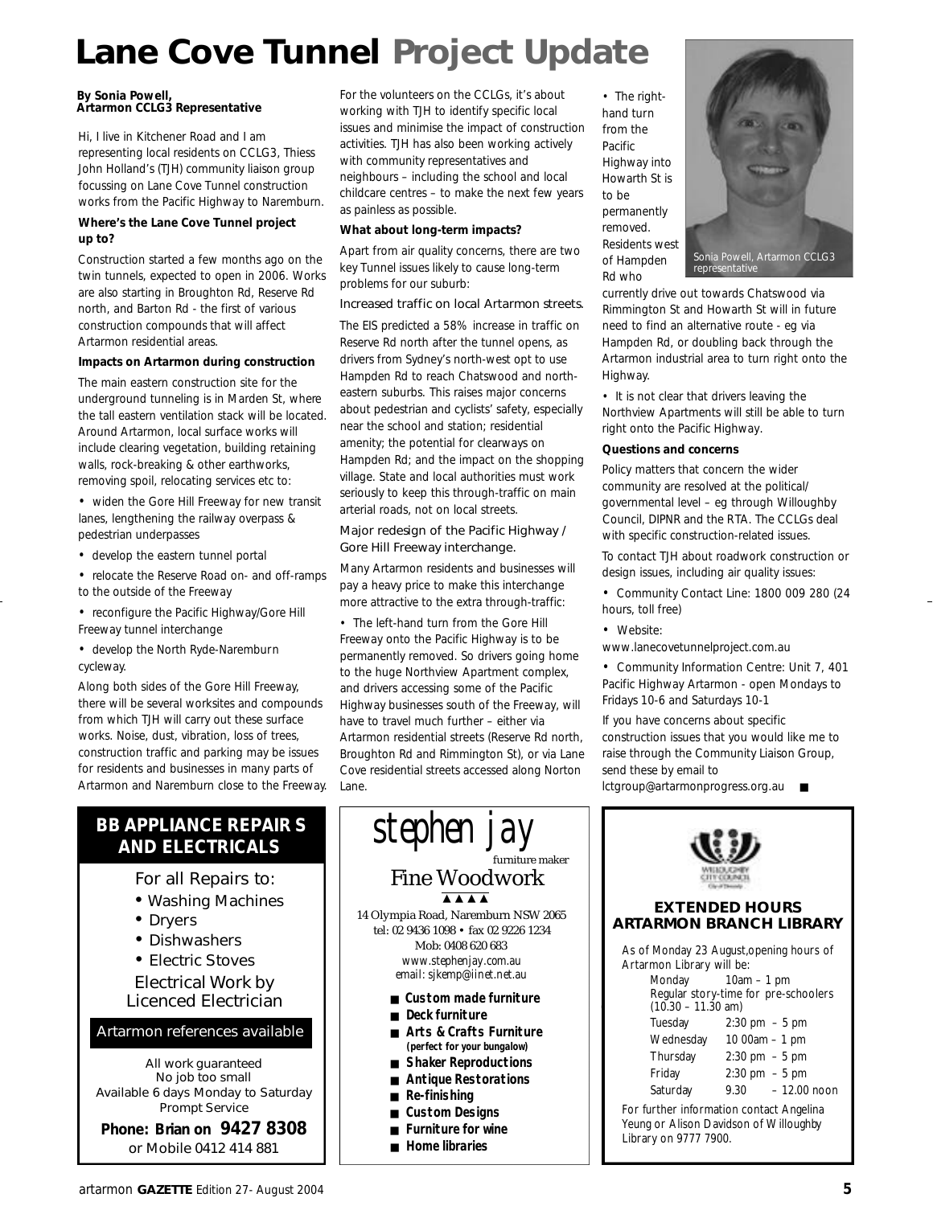# Lane Cove Tunnel Project Update

**By Sonia Powell, Artarmon CCLG3 Representative**

Hi, I live in Kitchener Road and I am representing local residents on CCLG3, Thiess John Holland's (TJH) community liaison group focussing on Lane Cove Tunnel construction works from the Pacific Highway to Naremburn.

**Where's the Lane Cove Tunnel project up to?**

Construction started a few months ago on the twin tunnels, expected to open in 2006. Works are also starting in Broughton Rd, Reserve Rd north, and Barton Rd - the first of various construction compounds that will affect Artarmon residential areas.

**Impacts on Artarmon during construction**

The main eastern construction site for the underground tunneling is in Marden St, where the tall eastern ventilation stack will be located. Around Artarmon, local surface works will include clearing vegetation, building retaining walls, rock-breaking & other earthworks, removing spoil, relocating services etc to:

- widen the Gore Hill Freeway for new transit lanes, lengthening the railway overpass & pedestrian underpasses
- develop the eastern tunnel portal
- relocate the Reserve Road on- and off-ramps to the outside of the Freeway
- reconfigure the Pacific Highway/Gore Hill Freeway tunnel interchange
- develop the North Ryde-Naremburn cycleway.

Along both sides of the Gore Hill Freeway, there will be several worksites and compounds from which TJH will carry out these surface works. Noise, dust, vibration, loss of trees, construction traffic and parking may be issues for residents and businesses in many parts of Artarmon and Naremburn close to the Freeway.

For the volunteers on the CCLGs, it's about working with TJH to identify specific local issues and minimise the impact of construction activities. TJH has also been working actively with community representatives and neighbours – including the school and local childcare centres – to make the next few years as painless as possible.

**What about long-term impacts?**

Apart from air quality concerns, there are two key Tunnel issues likely to cause long-term problems for our suburb:

Increased traffic on local Artarmon streets.

The EIS predicted a 58% increase in traffic on Reserve Rd north after the tunnel opens, as drivers from Sydney's north-west opt to use Hampden Rd to reach Chatswood and north-eastern suburbs. This raises major concerns about pedestrian and cyclists' safety, especially near the school and station; residential amenity; the potential for clearways on Hampden Rd; and the impact on the shopping village. State and local authorities must work seriously to keep this through-traffic on main arterial roads, not on local streets.

Major redesign of the Pacific Highway / Gore Hill Freeway interchange.

Many Artarmon residents and businesses will pay a heavy price to make this interchange more attractive to the extra through-traffic:

- The left-hand turn from the Gore Hill Freeway onto the Pacific Highway is to be permanently removed. So drivers going home to the huge Northview Apartment complex, and drivers accessing some of the Pacific Highway businesses south of the Freeway, will have to travel much further – either via Artarmon residential streets (Reserve Rd north, Broughton Rd and Rimmington St), or via Lane Cove residential streets accessed along Norton Lane.
- The right-hand turn from the Pacific Highway into Howarth St is to be permanently removed. Residents west of Hampden Rd who currently drive out towards Chatswood via Rimmington St and Howarth St will in future need to find an alternative route - eg via Hampden Rd, or doubling back through the Artarmon industrial area to turn right onto the Highway.
- It is not clear that drivers leaving the Northview Apartments will still be able to turn right onto the Pacific Highway.

Sonia Powell, Artarmon CCLG3 representative

**Questions and concerns**

Policy matters that concern the wider community are resolved at the political/ governmental level – eg through Willoughby Council, DIPNR and the RTA. The CCLGs deal with specific construction-related issues.

To contact TJH about roadwork construction or design issues, including air quality issues:

- Community Contact Line: 1800 009 280 (24 hours, toll free)
- Website: www.lanecovetunnelproject.com.au
- Community Information Centre: Unit 7, 401 Pacific Highway Artarmon - open Mondays to Fridays 10-6 and Saturdays 10-1

If you have concerns about specific construction issues that you would like me to raise through the Community Liaison Group, send these by email to lctgroup@artarmonprogress.org.au ■

---

## BB APPLIANCE REPAIRS AND ELECTRICALS

For all Repairs to:

- Washing Machines
- Dryers
- Dishwashers
- Electric Stoves

Electrical Work by Licenced Electrician

Artarmon references available

All work guaranteed
No job too small
Available 6 days Monday to Saturday
Prompt Service

**Phone: Brian on 9427 8308**
or Mobile 0412 414 881

---

## stephen jay

*furniture maker*

Fine Woodwork

*14 Olympia Road, Naremburn NSW 2065*
*tel: 02 9436 1098 • fax 02 9226 1234*
*Mob: 0408 620 683*
*www.stephenjay.com.au*
*email: sjkemp@iinet.net.au*

- ***Custom made furniture***
- ***Deck furniture***
- ***Arts & Crafts Furniture (perfect for your bungalow)***
- ***Shaker Reproductions***
- ***Antique Restorations***
- ***Re-finishing***
- ***Custom Designs***
- ***Furniture for wine***
- ***Home libraries***

---

WILLOUGHBY CITY COUNCIL

### EXTENDED HOURS ARTARMON BRANCH LIBRARY

As of Monday 23 August,opening hours of Artarmon Library will be:

| | |
|---|---|
| Monday | 10am – 1 pm |
| | Regular story-time for pre-schoolers (10.30 – 11.30 am) |
| Tuesday | 2:30 pm – 5 pm |
| Wednesday | 10 00am – 1 pm |
| Thursday | 2:30 pm – 5 pm |
| Friday | 2:30 pm – 5 pm |
| Saturday | 9.30 – 12.00 noon |

For further information contact Angelina Yeung or Alison Davidson of Willoughby Library on 9777 7900.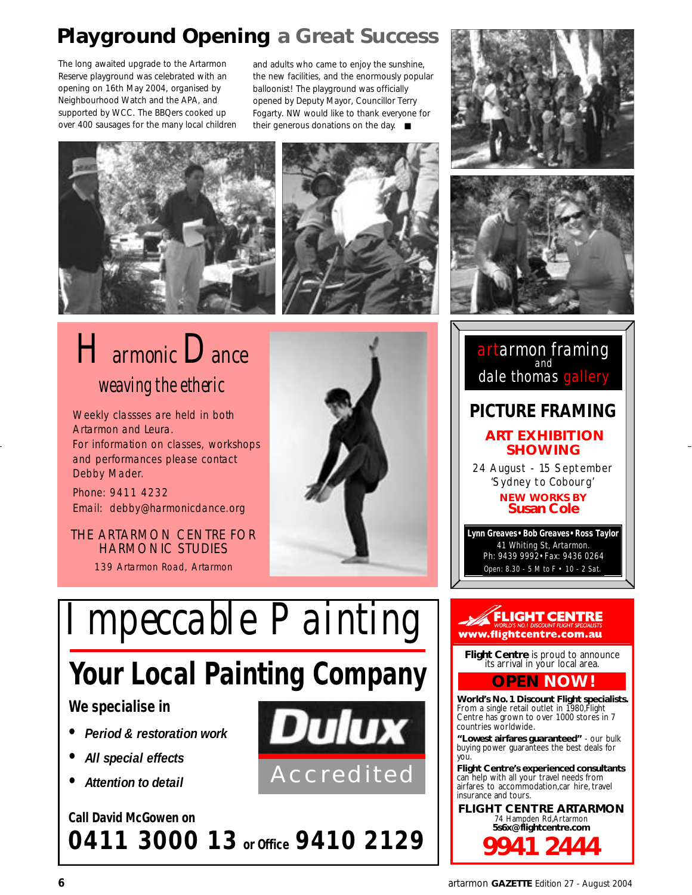## Playground Opening a Great Success

The long awaited upgrade to the Artarmon Reserve playground was celebrated with an opening on 16th May 2004, organised by Neighbourhood Watch and the APA, and supported by WCC. The BBQers cooked up over 400 sausages for the many local children and adults who came to enjoy the sunshine, the new facilities, and the enormously popular balloonist! The playground was officially opened by Deputy Mayor, Councillor Terry Fogarty. NW would like to thank everyone for their generous donations on the day. ■

# Harmonic Dance

weaving the etheric

Weekly classses are held in both Artarmon and Leura.
For information on classes, workshops and performances please contact Debby Mader.

Phone: 9411 4232
Email: debby@harmonicdance.org

THE ARTARMON CENTRE FOR HARMONIC STUDIES
139 Artarmon Road, Artarmon

**artarmon framing and dale thomas gallery**

## PICTURE FRAMING

**ART EXHIBITION SHOWING**

24 August - 15 September
'Sydney to Cobourg'

**NEW WORKS BY Susan Cole**

**Lynn Greaves • Bob Greaves • Ross Taylor**
41 Whiting St, Artarmon.
Ph: 9439 9992 • Fax: 9436 0264
Open: 8.30 - 5 M to F • 10 - 2 Sat.

# Impeccable Painting

## Your Local Painting Company

**We specialise in**

- *Period & restoration work*
- *All special effects*
- *Attention to detail*

**Dulux Accredited**

**Call David McGowen on**
**0411 3000 13** or Office **9410 2129**

**FLIGHT CENTRE**
WORLD'S NO.1 DISCOUNT FLIGHT SPECIALISTS
www.flightcentre.com.au

**Flight Centre** is proud to announce its arrival in your local area.

**OPEN NOW!**

**World's No. 1 Discount Flight specialists.** From a single retail outlet in 1980,Flight Centre has grown to over 1000 stores in 7 countries worldwide.

**"Lowest airfares guaranteed"** - our bulk buying power guarantees the best deals for you.

**Flight Centre's experienced consultants** can help with all your travel needs from airfares to accommodation,car hire, travel insurance and tours.

**FLIGHT CENTRE ARTARMON**
74 Hampden Rd,Artarmon
5s6x@flightcentre.com
**9941 2444**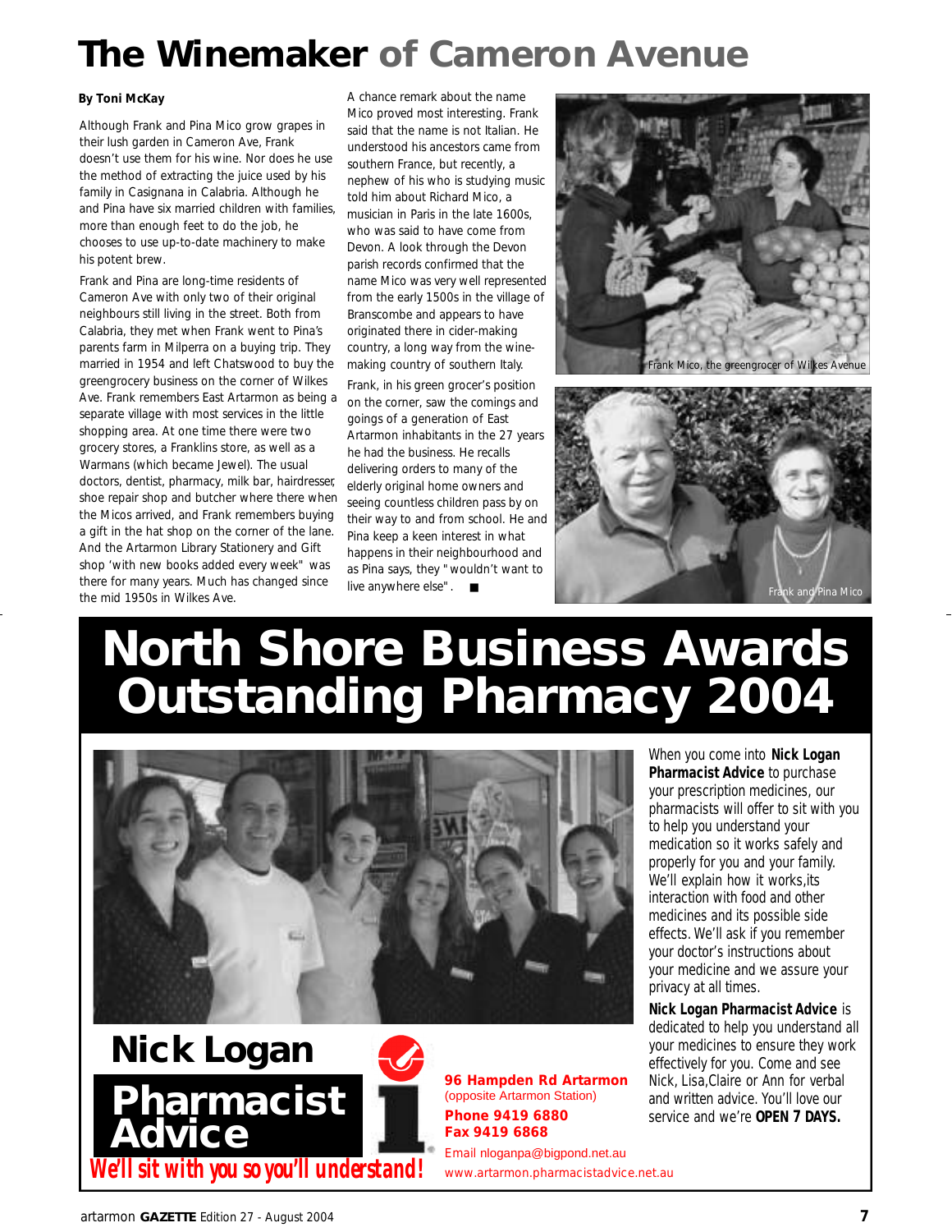# The Winemaker of Cameron Avenue

**By Toni McKay**

Although Frank and Pina Mico grow grapes in their lush garden in Cameron Ave, Frank doesn't use them for his wine. Nor does he use the method of extracting the juice used by his family in Casignana in Calabria. Although he and Pina have six married children with families, more than enough feet to do the job, he chooses to use up-to-date machinery to make his potent brew.

Frank and Pina are long-time residents of Cameron Ave with only two of their original neighbours still living in the street. Both from Calabria, they met when Frank went to Pina's parents farm in Milperra on a buying trip. They married in 1954 and left Chatswood to buy the greengrocery business on the corner of Wilkes Ave. Frank remembers East Artarmon as being a separate village with most services in the little shopping area. At one time there were two grocery stores, a Franklins store, as well as a Warmans (which became Jewel). The usual doctors, dentist, pharmacy, milk bar, hairdresser, shoe repair shop and butcher where there when the Micos arrived, and Frank remembers buying a gift in the hat shop on the corner of the lane. And the Artarmon Library Stationery and Gift shop 'with new books added every week" was there for many years. Much has changed since the mid 1950s in Wilkes Ave.

A chance remark about the name Mico proved most interesting. Frank said that the name is not Italian. He understood his ancestors came from southern France, but recently, a nephew of his who is studying music told him about Richard Mico, a musician in Paris in the late 1600s, who was said to have come from Devon. A look through the Devon parish records confirmed that the name Mico was very well represented from the early 1500s in the village of Branscombe and appears to have originated there in cider-making country, a long way from the wine-making country of southern Italy.

Frank, in his green grocer's position on the corner, saw the comings and goings of a generation of East Artarmon inhabitants in the 27 years he had the business. He recalls delivering orders to many of the elderly original home owners and seeing countless children pass by on their way to and from school. He and Pina keep a keen interest in what happens in their neighbourhood and as Pina says, they "wouldn't want to live anywhere else". ■

Frank Mico, the greengrocer of Wilkes Avenue

Frank and Pina Mico

# North Shore Business Awards Outstanding Pharmacy 2004

When you come into **Nick Logan Pharmacist Advice** to purchase your prescription medicines, our pharmacists will offer to sit with you to help you understand your medication so it works safely and properly for you and your family. We'll explain how it works, its interaction with food and other medicines and its possible side effects. We'll ask if you remember your doctor's instructions about your medicine and we assure your privacy at all times.

**Nick Logan Pharmacist Advice** is dedicated to help you understand all your medicines to ensure they work effectively for you. Come and see Nick, Lisa, Claire or Ann for verbal and written advice. You'll love our service and we're **OPEN 7 DAYS.**

**Nick Logan Pharmacist Advice**

***We'll sit with you so you'll understand!***

**96 Hampden Rd Artarmon**
(opposite Artarmon Station)
**Phone 9419 6880**
**Fax 9419 6868**
Email nloganpa@bigpond.net.au
www.artarmon.pharmacistadvice.net.au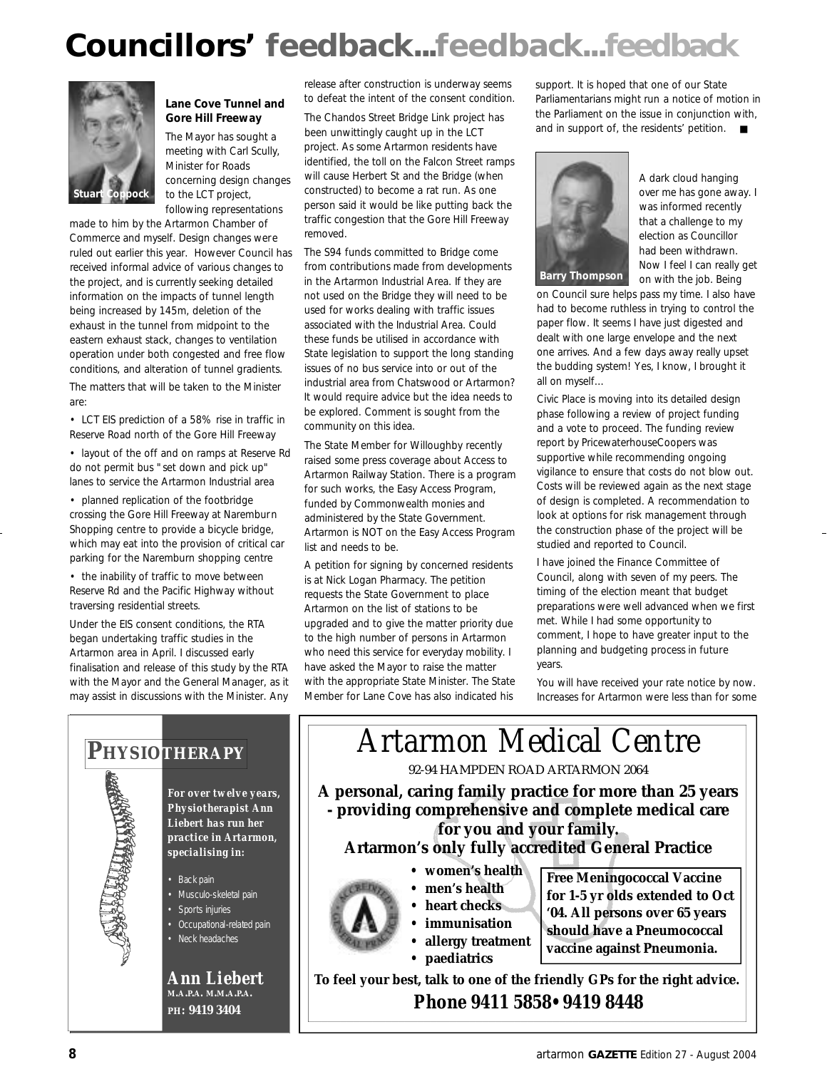# Councillors' feedback...feedback...feedback

Stuart Coppock

### Lane Cove Tunnel and Gore Hill Freeway

The Mayor has sought a meeting with Carl Scully, Minister for Roads concerning design changes to the LCT project, following representations made to him by the Artarmon Chamber of Commerce and myself. Design changes were ruled out earlier this year. However Council has received informal advice of various changes to the project, and is currently seeking detailed information on the impacts of tunnel length being increased by 145m, deletion of the exhaust in the tunnel from midpoint to the eastern exhaust stack, changes to ventilation operation under both congested and free flow conditions, and alteration of tunnel gradients.

The matters that will be taken to the Minister are:

- LCT EIS prediction of a 58% rise in traffic in Reserve Road north of the Gore Hill Freeway
- layout of the off and on ramps at Reserve Rd do not permit bus "set down and pick up" lanes to service the Artarmon Industrial area
- planned replication of the footbridge crossing the Gore Hill Freeway at Naremburn Shopping centre to provide a bicycle bridge, which may eat into the provision of critical car parking for the Naremburn shopping centre
- the inability of traffic to move between Reserve Rd and the Pacific Highway without traversing residential streets.

Under the EIS consent conditions, the RTA began undertaking traffic studies in the Artarmon area in April. I discussed early finalisation and release of this study by the RTA with the Mayor and the General Manager, as it may assist in discussions with the Minister. Any release after construction is underway seems to defeat the intent of the consent condition.

The Chandos Street Bridge Link project has been unwittingly caught up in the LCT project. As some Artarmon residents have identified, the toll on the Falcon Street ramps will cause Herbert St and the Bridge (when constructed) to become a rat run. As one person said it would be like putting back the traffic congestion that the Gore Hill Freeway removed.

The S94 funds committed to Bridge come from contributions made from developments in the Artarmon Industrial Area. If they are not used on the Bridge they will need to be used for works dealing with traffic issues associated with the Industrial Area. Could these funds be utilised in accordance with State legislation to support the long standing issues of no bus service into or out of the industrial area from Chatswood or Artarmon? It would require advice but the idea needs to be explored. Comment is sought from the community on this idea.

The State Member for Willoughby recently raised some press coverage about Access to Artarmon Railway Station. There is a program for such works, the Easy Access Program, funded by Commonwealth monies and administered by the State Government. Artarmon is NOT on the Easy Access Program list and needs to be.

A petition for signing by concerned residents is at Nick Logan Pharmacy. The petition requests the State Government to place Artarmon on the list of stations to be upgraded and to give the matter priority due to the high number of persons in Artarmon who need this service for everyday mobility. I have asked the Mayor to raise the matter with the appropriate State Minister. The State Member for Lane Cove has also indicated his support. It is hoped that one of our State Parliamentarians might run a notice of motion in the Parliament on the issue in conjunction with, and in support of, the residents' petition. ■

Barry Thompson

A dark cloud hanging over me has gone away. I was informed recently that a challenge to my election as Councillor had been withdrawn. Now I feel I can really get on with the job. Being on Council sure helps pass my time. I also have had to become ruthless in trying to control the paper flow. It seems I have just digested and dealt with one large envelope and the next one arrives. And a few days away really upset the budding system! Yes, I know, I brought it all on myself...

Civic Place is moving into its detailed design phase following a review of project funding and a vote to proceed. The funding review report by PricewaterhouseCoopers was supportive while recommending ongoing vigilance to ensure that costs do not blow out. Costs will be reviewed again as the next stage of design is completed. A recommendation to look at options for risk management through the construction phase of the project will be studied and reported to Council.

I have joined the Finance Committee of Council, along with seven of my peers. The timing of the election meant that budget preparations were well advanced when we first met. While I had some opportunity to comment, I hope to have greater input to the planning and budgeting process in future years.

You will have received your rate notice by now. Increases for Artarmon were less than for some

---

## PHYSIOTHERAPY

*For over twelve years, Physiotherapist Ann Liebert has run her practice in Artarmon, specialising in:*

- Back pain
- Musculo-skeletal pain
- Sports injuries
- Occupational-related pain
- Neck headaches

**Ann Liebert**
M.A.P.A. M.M.A.P.A.
PH: 9419 3404

---

## Artarmon Medical Centre

92-94 HAMPDEN ROAD ARTARMON 2064

**A personal, caring family practice for more than 25 years - providing comprehensive and complete medical care for you and your family.**

**Artarmon's only fully accredited General Practice**

- **women's health**
- **men's health**
- **heart checks**
- **immunisation**
- **allergy treatment**
- **paediatrics**

**Free Meningococcal Vaccine for 1-5 yr olds extended to Oct '04. All persons over 65 years should have a Pneumococcal vaccine against Pneumonia.**

**To feel your best, talk to one of the friendly GPs for the right advice.**

**Phone 9411 5858 • 9419 8448**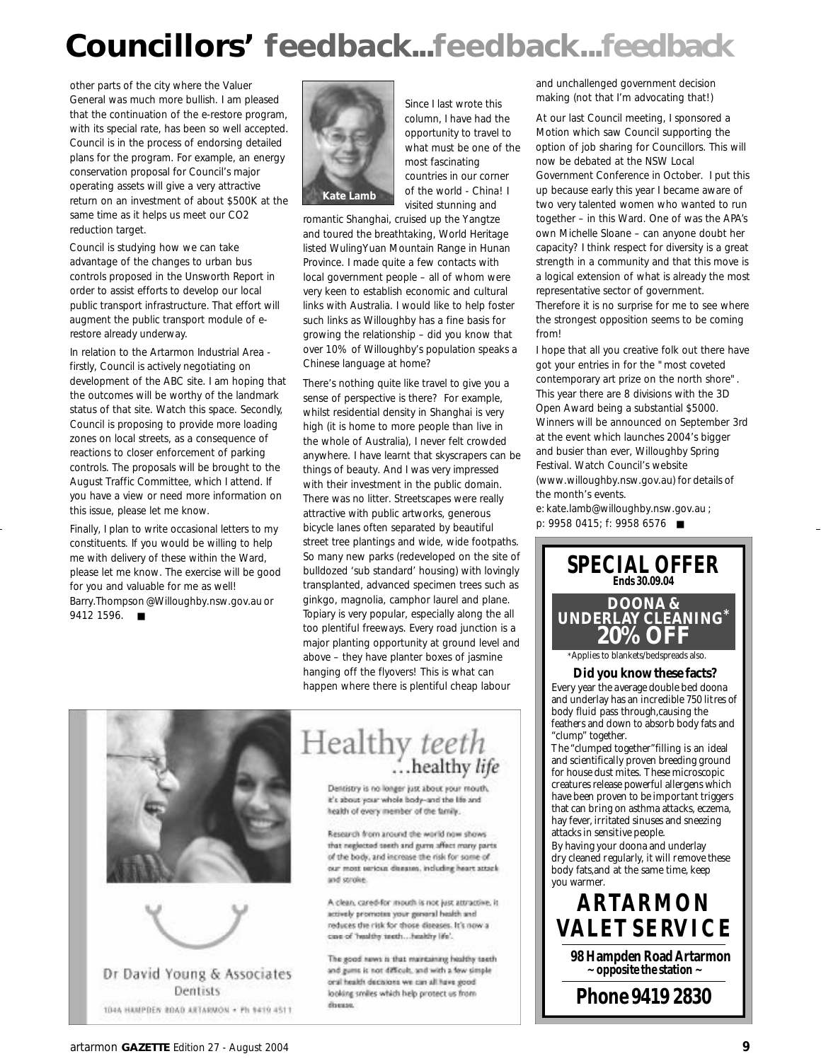# Councillors' feedback...feedback...feedback

other parts of the city where the Valuer General was much more bullish. I am pleased that the continuation of the e-restore program, with its special rate, has been so well accepted. Council is in the process of endorsing detailed plans for the program. For example, an energy conservation proposal for Council's major operating assets will give a very attractive return on an investment of about $500K at the same time as it helps us meet our CO2 reduction target.

Council is studying how we can take advantage of the changes to urban bus controls proposed in the Unsworth Report in order to assist efforts to develop our local public transport infrastructure. That effort will augment the public transport module of e-restore already underway.

In relation to the Artarmon Industrial Area - firstly, Council is actively negotiating on development of the ABC site. I am hoping that the outcomes will be worthy of the landmark status of that site. Watch this space. Secondly, Council is proposing to provide more loading zones on local streets, as a consequence of reactions to closer enforcement of parking controls. The proposals will be brought to the August Traffic Committee, which I attend. If you have a view or need more information on this issue, please let me know.

Finally, I plan to write occasional letters to my constituents. If you would be willing to help me with delivery of these within the Ward, please let me know. The exercise will be good for you and valuable for me as well! Barry.Thompson@Willoughby.nsw.gov.au or 9412 1596. ■

**Kate Lamb**

Since I last wrote this column, I have had the opportunity to travel to what must be one of the most fascinating countries in our corner of the world - China! I visited stunning and romantic Shanghai, cruised up the Yangtze and toured the breathtaking, World Heritage listed WulingYuan Mountain Range in Hunan Province. I made quite a few contacts with local government people – all of whom were very keen to establish economic and cultural links with Australia. I would like to help foster such links as Willoughby has a fine basis for growing the relationship – did you know that over 10% of Willoughby's population speaks a Chinese language at home?

There's nothing quite like travel to give you a sense of perspective is there? For example, whilst residential density in Shanghai is very high (it is home to more people than live in the whole of Australia), I never felt crowded anywhere. I have learnt that skyscrapers can be things of beauty. And I was very impressed with their investment in the public domain. There was no litter. Streetscapes were really attractive with public artworks, generous bicycle lanes often separated by beautiful street tree plantings and wide, wide footpaths. So many new parks (redeveloped on the site of bulldozed 'sub standard' housing) with lovingly transplanted, advanced specimen trees such as ginkgo, magnolia, camphor laurel and plane. Topiary is very popular, especially along the all too plentiful freeways. Every road junction is a major planting opportunity at ground level and above – they have planter boxes of jasmine hanging off the flyovers! This is what can happen where there is plentiful cheap labour and unchallenged government decision making (not that I'm advocating that!)

At our last Council meeting, I sponsored a Motion which saw Council supporting the option of job sharing for Councillors. This will now be debated at the NSW Local Government Conference in October. I put this up because early this year I became aware of two very talented women who wanted to run together – in this Ward. One of was the APA's own Michelle Sloane – can anyone doubt her capacity? I think respect for diversity is a great strength in a community and that this move is a logical extension of what is already the most representative sector of government. Therefore it is no surprise for me to see where the strongest opposition seems to be coming from!

I hope that all you creative folk out there have got your entries in for the "most coveted contemporary art prize on the north shore". This year there are 8 divisions with the 3D Open Award being a substantial $5000. Winners will be announced on September 3rd at the event which launches 2004's bigger and busier than ever, Willoughby Spring Festival. Watch Council's website (www.willoughby.nsw.gov.au) for details of the month's events.

e: kate.lamb@willoughby.nsw.gov.au ;
p: 9958 0415; f: 9958 6576 ■

---

# Healthy *teeth* ...healthy *life*

Dentistry is no longer just about your mouth, it's about your whole body–and the life and health of every member of the family.

Research from around the world now shows that neglected teeth and gums affect many parts of the body, and increase the risk for some of our most serious diseases, including heart attack and stroke.

A clean, cared-for mouth is not just attractive, it actively promotes your general health and reduces the risk for those diseases. It's now a case of 'healthy teeth…healthy life'.

The good news is that maintaining healthy teeth and gums is not difficult, and with a few simple oral health decisions we can all have good looking smiles which help protect us from disease.

Dr David Young & Associates
Dentists

104A HAMPDEN ROAD ARTARMON • Ph 9419 4511

---

## SPECIAL OFFER
**Ends 30.09.04**

**DOONA & UNDERLAY CLEANING* 20% OFF**

*Applies to blankets/bedspreads also.

**Did you know these facts?**

Every year the average double bed doona and underlay has an incredible 750 litres of body fluid pass through,causing the feathers and down to absorb body fats and "clump" together.

The "clumped together"filling is an ideal and scientifically proven breeding ground for house dust mites. These microscopic creatures release powerful allergens which have been proven to be important triggers that can bring on asthma attacks, eczema, hay fever, irritated sinuses and sneezing attacks in sensitive people.

By having your doona and underlay dry cleaned regularly, it will remove these body fats,and at the same time, keep you warmer.

## ARTARMON VALET SERVICE

**98 Hampden Road Artarmon**
**~ opposite the station ~**

**Phone 9419 2830**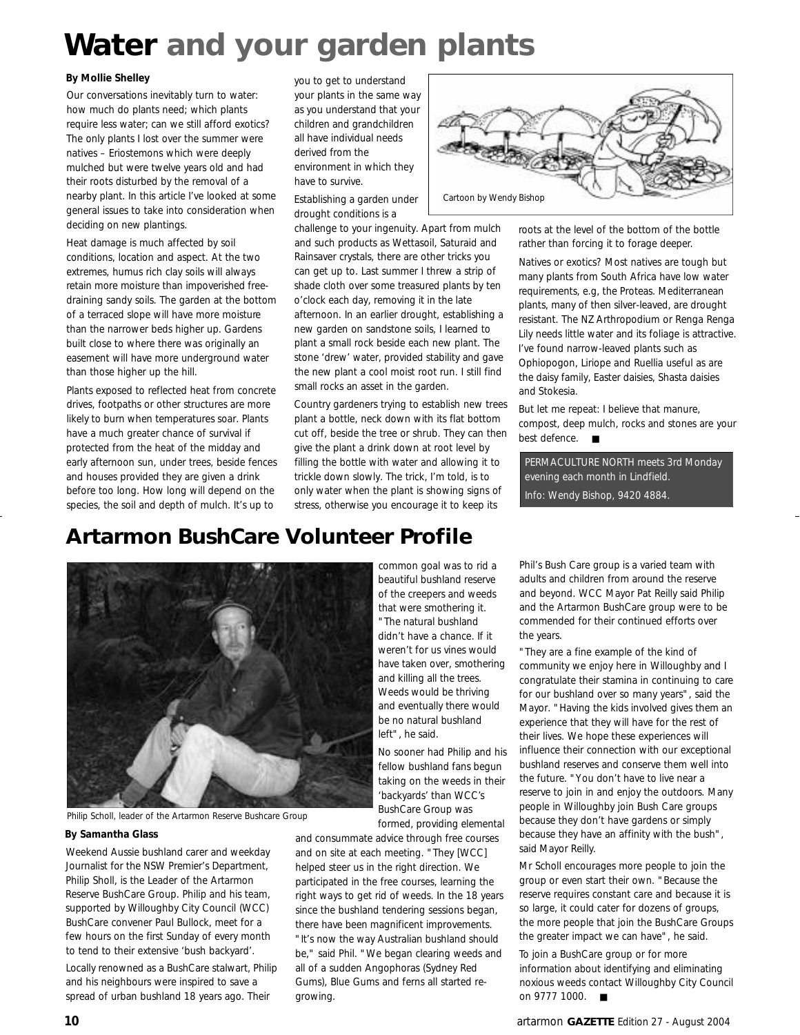# Water and your garden plants

**By Mollie Shelley**

Our conversations inevitably turn to water: how much do plants need; which plants require less water; can we still afford exotics? The only plants I lost over the summer were natives – Eriostemons which were deeply mulched but were twelve years old and had their roots disturbed by the removal of a nearby plant. In this article I've looked at some general issues to take into consideration when deciding on new plantings.

Heat damage is much affected by soil conditions, location and aspect. At the two extremes, humus rich clay soils will always retain more moisture than impoverished free-draining sandy soils. The garden at the bottom of a terraced slope will have more moisture than the narrower beds higher up. Gardens built close to where there was originally an easement will have more underground water than those higher up the hill.

Plants exposed to reflected heat from concrete drives, footpaths or other structures are more likely to burn when temperatures soar. Plants have a much greater chance of survival if protected from the heat of the midday and early afternoon sun, under trees, beside fences and houses provided they are given a drink before too long. How long will depend on the species, the soil and depth of mulch. It's up to you to get to understand your plants in the same way as you understand that your children and grandchildren all have individual needs derived from the environment in which they have to survive.

Cartoon by Wendy Bishop

Establishing a garden under drought conditions is a challenge to your ingenuity. Apart from mulch and such products as Wettasoil, Saturaid and Rainsaver crystals, there are other tricks you can get up to. Last summer I threw a strip of shade cloth over some treasured plants by ten o'clock each day, removing it in the late afternoon. In an earlier drought, establishing a new garden on sandstone soils, I learned to plant a small rock beside each new plant. The stone 'drew' water, provided stability and gave the new plant a cool moist root run. I still find small rocks an asset in the garden.

Country gardeners trying to establish new trees plant a bottle, neck down with its flat bottom cut off, beside the tree or shrub. They can then give the plant a drink down at root level by filling the bottle with water and allowing it to trickle down slowly. The trick, I'm told, is to only water when the plant is showing signs of stress, otherwise you encourage it to keep its roots at the level of the bottom of the bottle rather than forcing it to forage deeper.

Natives or exotics? Most natives are tough but many plants from South Africa have low water requirements, e.g, the Proteas. Mediterranean plants, many of then silver-leaved, are drought resistant. The NZ Arthropodium or Renga Renga Lily needs little water and its foliage is attractive. I've found narrow-leaved plants such as Ophiopogon, Liriope and Ruellia useful as are the daisy family, Easter daisies, Shasta daisies and Stokesia.

But let me repeat: I believe that manure, compost, deep mulch, rocks and stones are your best defence. ■

PERMACULTURE NORTH meets 3rd Monday evening each month in Lindfield.
Info: Wendy Bishop, 9420 4884.

# Artarmon BushCare Volunteer Profile

Philip Scholl, leader of the Artarmon Reserve Bushcare Group

**By Samantha Glass**

Weekend Aussie bushland carer and weekday Journalist for the NSW Premier's Department, Philip Sholl, is the Leader of the Artarmon Reserve BushCare Group. Philip and his team, supported by Willoughby City Council (WCC) BushCare convener Paul Bullock, meet for a few hours on the first Sunday of every month to tend to their extensive 'bush backyard'.

Locally renowned as a BushCare stalwart, Philip and his neighbours were inspired to save a spread of urban bushland 18 years ago. Their common goal was to rid a beautiful bushland reserve of the creepers and weeds that were smothering it. "The natural bushland didn't have a chance. If it weren't for us vines would have taken over, smothering and killing all the trees. Weeds would be thriving and eventually there would be no natural bushland left", he said.

No sooner had Philip and his fellow bushland fans begun taking on the weeds in their 'backyards' than WCC's BushCare Group was formed, providing elemental and consummate advice through free courses and on site at each meeting. "They [WCC] helped steer us in the right direction. We participated in the free courses, learning the right ways to get rid of weeds. In the 18 years since the bushland tendering sessions began, there have been magnificent improvements. "It's now the way Australian bushland should be," said Phil. "We began clearing weeds and all of a sudden Angophoras (Sydney Red Gums), Blue Gums and ferns all started re-growing.

Phil's Bush Care group is a varied team with adults and children from around the reserve and beyond. WCC Mayor Pat Reilly said Philip and the Artarmon BushCare group were to be commended for their continued efforts over the years.

"They are a fine example of the kind of community we enjoy here in Willoughby and I congratulate their stamina in continuing to care for our bushland over so many years", said the Mayor. "Having the kids involved gives them an experience that they will have for the rest of their lives. We hope these experiences will influence their connection with our exceptional bushland reserves and conserve them well into the future. "You don't have to live near a reserve to join in and enjoy the outdoors. Many people in Willoughby join Bush Care groups because they don't have gardens or simply because they have an affinity with the bush", said Mayor Reilly.

Mr Scholl encourages more people to join the group or even start their own. "Because the reserve requires constant care and because it is so large, it could cater for dozens of groups, the more people that join the BushCare Groups the greater impact we can have", he said.

To join a BushCare group or for more information about identifying and eliminating noxious weeds contact Willoughby City Council on 9777 1000. ■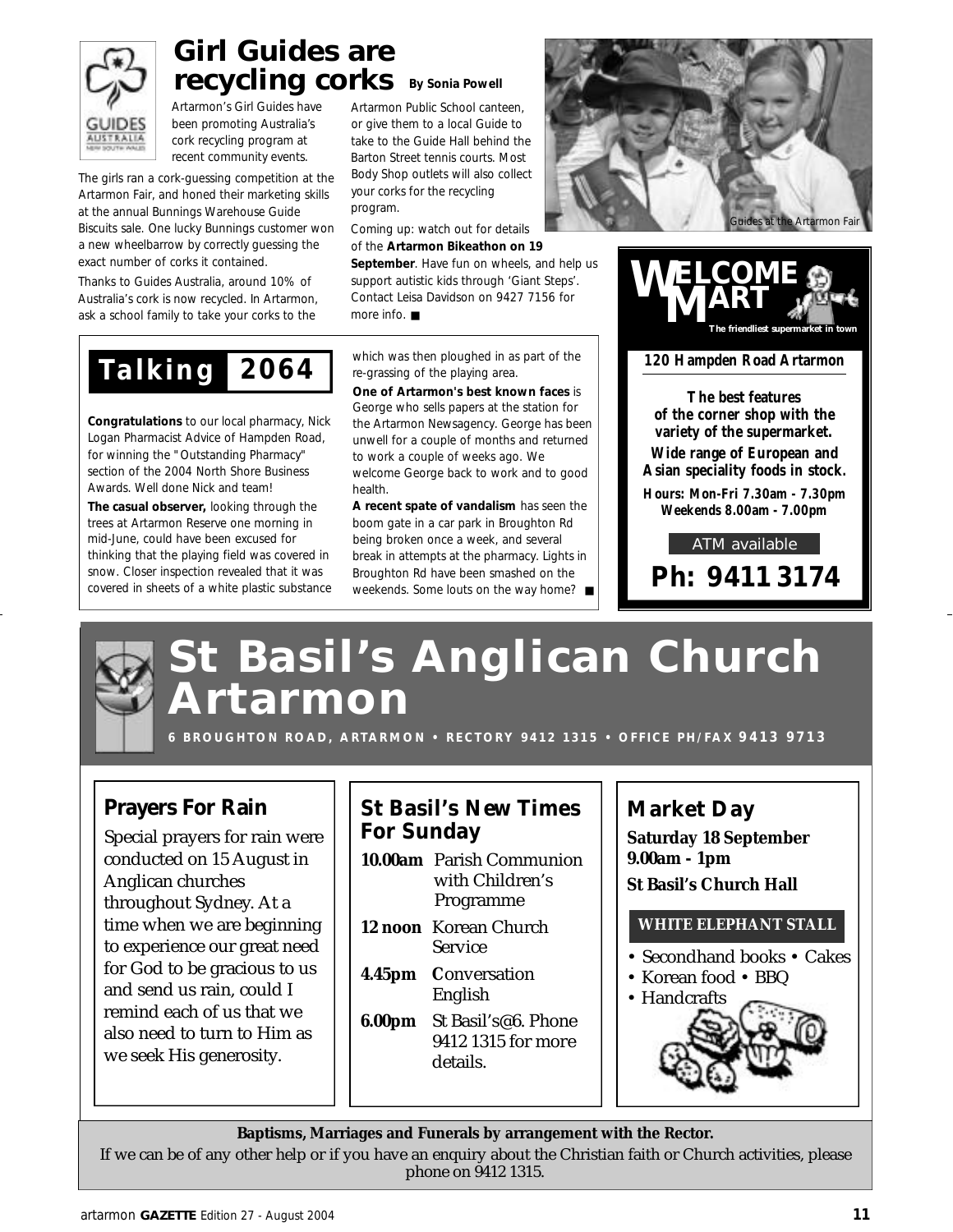## Girl Guides are recycling corks

**By Sonia Powell**

Artarmon's Girl Guides have been promoting Australia's cork recycling program at recent community events.

The girls ran a cork-guessing competition at the Artarmon Fair, and honed their marketing skills at the annual Bunnings Warehouse Guide Biscuits sale. One lucky Bunnings customer won a new wheelbarrow by correctly guessing the exact number of corks it contained.

Thanks to Guides Australia, around 10% of Australia's cork is now recycled. In Artarmon, ask a school family to take your corks to the Artarmon Public School canteen, or give them to a local Guide to take to the Guide Hall behind the Barton Street tennis courts. Most Body Shop outlets will also collect your corks for the recycling program.

Coming up: watch out for details of the **Artarmon Bikeathon on 19 September**. Have fun on wheels, and help us support autistic kids through 'Giant Steps'. Contact Leisa Davidson on 9427 7156 for more info. ■

Guides at the Artarmon Fair

## Talking 2064

**Congratulations** to our local pharmacy, Nick Logan Pharmacist Advice of Hampden Road, for winning the "Outstanding Pharmacy" section of the 2004 North Shore Business Awards. Well done Nick and team!

**The casual observer,** looking through the trees at Artarmon Reserve one morning in mid-June, could have been excused for thinking that the playing field was covered in snow. Closer inspection revealed that it was covered in sheets of a white plastic substance which was then ploughed in as part of the re-grassing of the playing area.

**One of Artarmon's best known faces** is George who sells papers at the station for the Artarmon Newsagency. George has been unwell for a couple of months and returned to work a couple of weeks ago. We welcome George back to work and to good health.

**A recent spate of vandalism** has seen the boom gate in a car park in Broughton Rd being broken once a week, and several break in attempts at the pharmacy. Lights in Broughton Rd have been smashed on the weekends. Some louts on the way home? ■

**WELCOME MART**

The friendliest supermarket in town

**120 Hampden Road Artarmon**

**The best features of the corner shop with the variety of the supermarket.**

**Wide range of European and Asian speciality foods in stock.**

**Hours: Mon-Fri 7.30am - 7.30pm**
**Weekends 8.00am - 7.00pm**

ATM available

**Ph: 9411 3174**

# St Basil's Anglican Church Artarmon

**6 BROUGHTON ROAD, ARTARMON • RECTORY 9412 1315 • OFFICE PH/FAX 9413 9713**

### Prayers For Rain

Special prayers for rain were conducted on 15 August in Anglican churches throughout Sydney. At a time when we are beginning to experience our great need for God to be gracious to us and send us rain, could I remind each of us that we also need to turn to Him as we seek His generosity.

### St Basil's New Times For Sunday

**10.00am** Parish Communion with Children's Programme

**12 noon** Korean Church Service

**4.45pm** Conversation English

**6.00pm** St Basil's@6. Phone 9412 1315 for more details.

### Market Day

**Saturday 18 September**
**9.00am - 1pm**

**St Basil's Church Hall**

**WHITE ELEPHANT STALL**

- Secondhand books • Cakes
- Korean food • BBQ
- Handcrafts

**Baptisms, Marriages and Funerals by arrangement with the Rector.**

If we can be of any other help or if you have an enquiry about the Christian faith or Church activities, please phone on 9412 1315.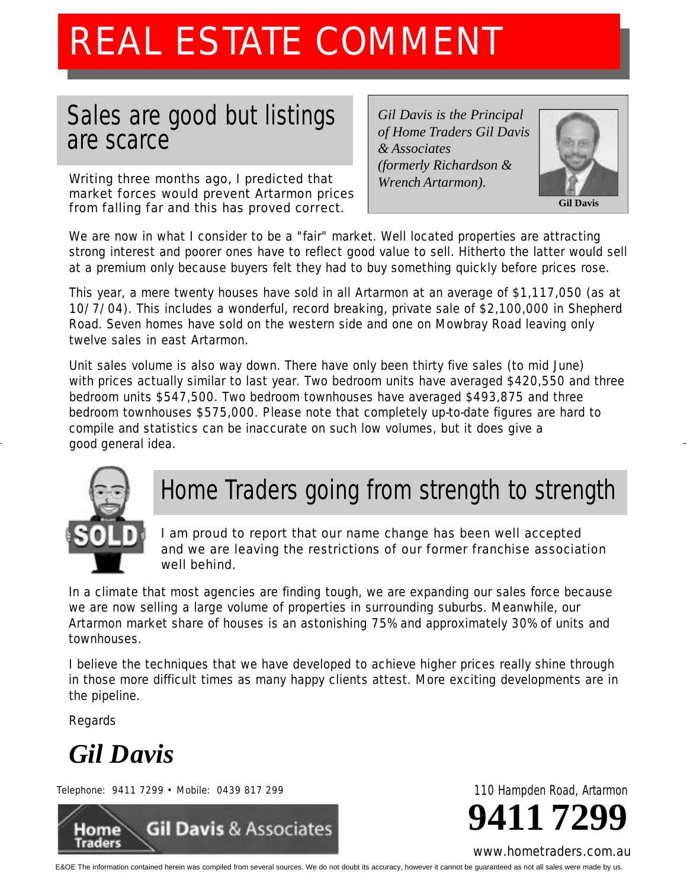# REAL ESTATE COMMENT

## Sales are good but listings are scarce

*Gil Davis is the Principal of Home Traders Gil Davis & Associates (formerly Richardson & Wrench Artarmon).*

**Gil Davis**

Writing three months ago, I predicted that market forces would prevent Artarmon prices from falling far and this has proved correct.

We are now in what I consider to be a "fair" market. Well located properties are attracting strong interest and poorer ones have to reflect good value to sell. Hitherto the latter would sell at a premium only because buyers felt they had to buy something quickly before prices rose.

This year, a mere twenty houses have sold in all Artarmon at an average of $1,117,050 (as at 10/7/04). This includes a wonderful, record breaking, private sale of $2,100,000 in Shepherd Road. Seven homes have sold on the western side and one on Mowbray Road leaving only twelve sales in east Artarmon.

Unit sales volume is also way down. There have only been thirty five sales (to mid June) with prices actually similar to last year. Two bedroom units have averaged $420,550 and three bedroom units $547,500. Two bedroom townhouses have averaged $493,875 and three bedroom townhouses $575,000. Please note that completely up-to-date figures are hard to compile and statistics can be inaccurate on such low volumes, but it does give a good general idea.

## Home Traders going from strength to strength

I am proud to report that our name change has been well accepted and we are leaving the restrictions of our former franchise association well behind.

In a climate that most agencies are finding tough, we are expanding our sales force because we are now selling a large volume of properties in surrounding suburbs. Meanwhile, our Artarmon market share of houses is an astonishing 75% and approximately 30% of units and townhouses.

I believe the techniques that we have developed to achieve higher prices really shine through in those more difficult times as many happy clients attest. More exciting developments are in the pipeline.

Regards

***Gil Davis***

Telephone: 9411 7299 • Mobile: 0439 817 299

Home Traders Gil Davis & Associates

110 Hampden Road, Artarmon

**9411 7299**

www.hometraders.com.au

E&OE The information contained herein was compiled from several sources. We do not doubt its accuracy, however it cannot be guaranteed as not all sales were made by us.